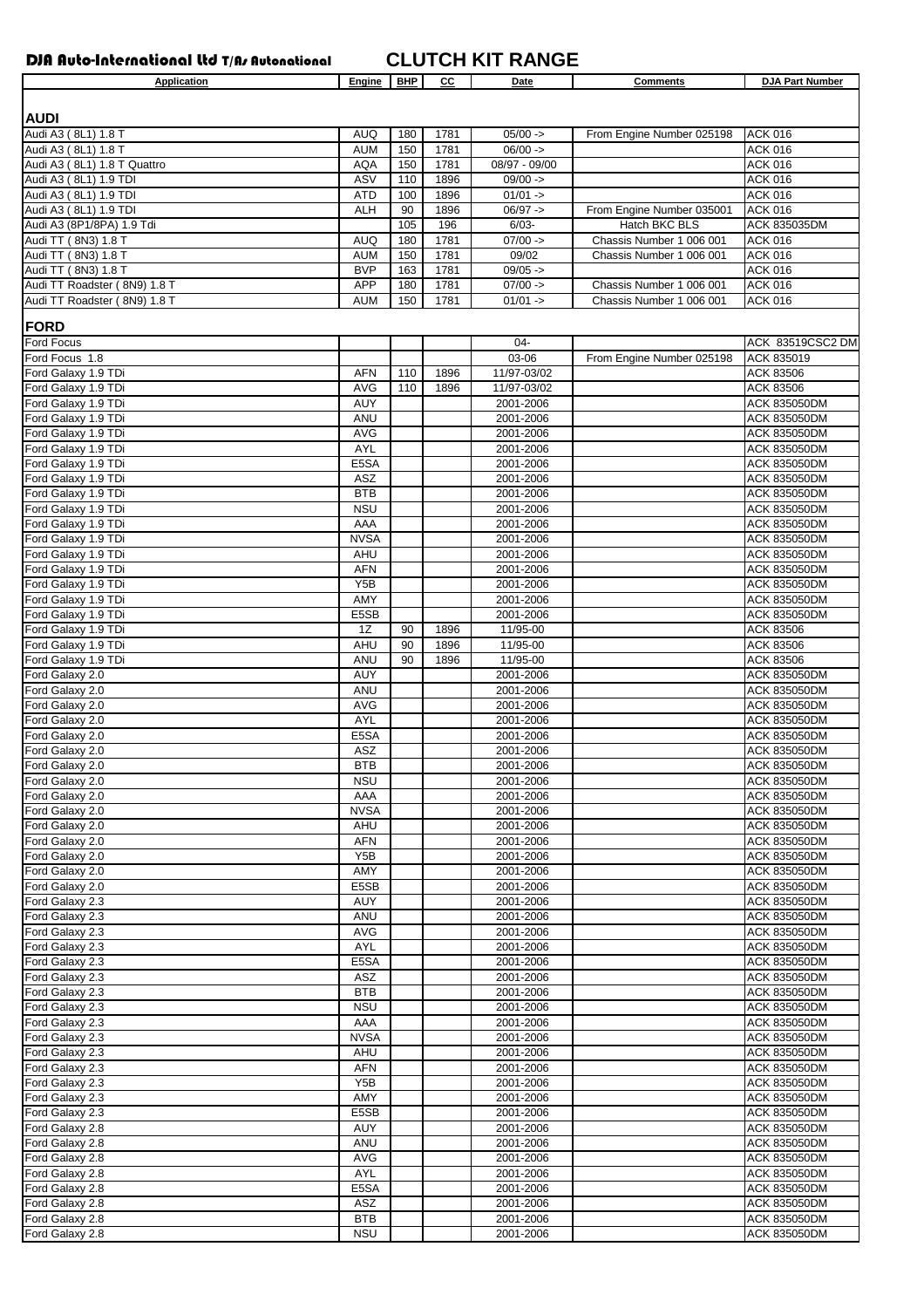**DJA Auto-International Ltd T/As Autonational**

# CLUTCH KIT RANGE

| Application | Engine | BHP | CC | Date | Comments | DJA Part Number |
|---|---|---|---|---|---|---|
| **AUDI** | | | | | | |
| Audi A3 ( 8L1) 1.8 T | AUQ | 180 | 1781 | 05/00 -> | From Engine Number 025198 | ACK 016 |
| Audi A3 ( 8L1) 1.8 T | AUM | 150 | 1781 | 06/00 -> | | ACK 016 |
| Audi A3 ( 8L1) 1.8 T Quattro | AQA | 150 | 1781 | 08/97 - 09/00 | | ACK 016 |
| Audi A3 ( 8L1) 1.9 TDI | ASV | 110 | 1896 | 09/00 -> | | ACK 016 |
| Audi A3 ( 8L1) 1.9 TDI | ATD | 100 | 1896 | 01/01 -> | | ACK 016 |
| Audi A3 ( 8L1) 1.9 TDI | ALH | 90 | 1896 | 06/97 -> | From Engine Number 035001 | ACK 016 |
| Audi A3 (8P1/8PA) 1.9 Tdi | | 105 | 196 | 6/03- | Hatch BKC BLS | ACK 835035DM |
| Audi TT ( 8N3) 1.8 T | AUQ | 180 | 1781 | 07/00 -> | Chassis Number 1 006 001 | ACK 016 |
| Audi TT ( 8N3) 1.8 T | AUM | 150 | 1781 | 09/02 | Chassis Number 1 006 001 | ACK 016 |
| Audi TT ( 8N3) 1.8 T | BVP | 163 | 1781 | 09/05 -> | | ACK 016 |
| Audi TT Roadster ( 8N9) 1.8 T | APP | 180 | 1781 | 07/00 -> | Chassis Number 1 006 001 | ACK 016 |
| Audi TT Roadster ( 8N9) 1.8 T | AUM | 150 | 1781 | 01/01 -> | Chassis Number 1 006 001 | ACK 016 |
| **FORD** | | | | | | |
| Ford Focus | | | | 04- | | ACK 83519CSC2 DM |
| Ford Focus 1.8 | | | | 03-06 | From Engine Number 025198 | ACK 835019 |
| Ford Galaxy 1.9 TDi | AFN | 110 | 1896 | 11/97-03/02 | | ACK 83506 |
| Ford Galaxy 1.9 TDi | AVG | 110 | 1896 | 11/97-03/02 | | ACK 83506 |
| Ford Galaxy 1.9 TDi | AUY | | | 2001-2006 | | ACK 835050DM |
| Ford Galaxy 1.9 TDi | ANU | | | 2001-2006 | | ACK 835050DM |
| Ford Galaxy 1.9 TDi | AVG | | | 2001-2006 | | ACK 835050DM |
| Ford Galaxy 1.9 TDi | AYL | | | 2001-2006 | | ACK 835050DM |
| Ford Galaxy 1.9 TDi | E5SA | | | 2001-2006 | | ACK 835050DM |
| Ford Galaxy 1.9 TDi | ASZ | | | 2001-2006 | | ACK 835050DM |
| Ford Galaxy 1.9 TDi | BTB | | | 2001-2006 | | ACK 835050DM |
| Ford Galaxy 1.9 TDi | NSU | | | 2001-2006 | | ACK 835050DM |
| Ford Galaxy 1.9 TDi | AAA | | | 2001-2006 | | ACK 835050DM |
| Ford Galaxy 1.9 TDi | NVSA | | | 2001-2006 | | ACK 835050DM |
| Ford Galaxy 1.9 TDi | AHU | | | 2001-2006 | | ACK 835050DM |
| Ford Galaxy 1.9 TDi | AFN | | | 2001-2006 | | ACK 835050DM |
| Ford Galaxy 1.9 TDi | Y5B | | | 2001-2006 | | ACK 835050DM |
| Ford Galaxy 1.9 TDi | AMY | | | 2001-2006 | | ACK 835050DM |
| Ford Galaxy 1.9 TDi | E5SB | | | 2001-2006 | | ACK 835050DM |
| Ford Galaxy 1.9 TDi | 1Z | 90 | 1896 | 11/95-00 | | ACK 83506 |
| Ford Galaxy 1.9 TDi | AHU | 90 | 1896 | 11/95-00 | | ACK 83506 |
| Ford Galaxy 1.9 TDi | ANU | 90 | 1896 | 11/95-00 | | ACK 83506 |
| Ford Galaxy 2.0 | AUY | | | 2001-2006 | | ACK 835050DM |
| Ford Galaxy 2.0 | ANU | | | 2001-2006 | | ACK 835050DM |
| Ford Galaxy 2.0 | AVG | | | 2001-2006 | | ACK 835050DM |
| Ford Galaxy 2.0 | AYL | | | 2001-2006 | | ACK 835050DM |
| Ford Galaxy 2.0 | E5SA | | | 2001-2006 | | ACK 835050DM |
| Ford Galaxy 2.0 | ASZ | | | 2001-2006 | | ACK 835050DM |
| Ford Galaxy 2.0 | BTB | | | 2001-2006 | | ACK 835050DM |
| Ford Galaxy 2.0 | NSU | | | 2001-2006 | | ACK 835050DM |
| Ford Galaxy 2.0 | AAA | | | 2001-2006 | | ACK 835050DM |
| Ford Galaxy 2.0 | NVSA | | | 2001-2006 | | ACK 835050DM |
| Ford Galaxy 2.0 | AHU | | | 2001-2006 | | ACK 835050DM |
| Ford Galaxy 2.0 | AFN | | | 2001-2006 | | ACK 835050DM |
| Ford Galaxy 2.0 | Y5B | | | 2001-2006 | | ACK 835050DM |
| Ford Galaxy 2.0 | AMY | | | 2001-2006 | | ACK 835050DM |
| Ford Galaxy 2.0 | E5SB | | | 2001-2006 | | ACK 835050DM |
| Ford Galaxy 2.3 | AUY | | | 2001-2006 | | ACK 835050DM |
| Ford Galaxy 2.3 | ANU | | | 2001-2006 | | ACK 835050DM |
| Ford Galaxy 2.3 | AVG | | | 2001-2006 | | ACK 835050DM |
| Ford Galaxy 2.3 | AYL | | | 2001-2006 | | ACK 835050DM |
| Ford Galaxy 2.3 | E5SA | | | 2001-2006 | | ACK 835050DM |
| Ford Galaxy 2.3 | ASZ | | | 2001-2006 | | ACK 835050DM |
| Ford Galaxy 2.3 | BTB | | | 2001-2006 | | ACK 835050DM |
| Ford Galaxy 2.3 | NSU | | | 2001-2006 | | ACK 835050DM |
| Ford Galaxy 2.3 | AAA | | | 2001-2006 | | ACK 835050DM |
| Ford Galaxy 2.3 | NVSA | | | 2001-2006 | | ACK 835050DM |
| Ford Galaxy 2.3 | AHU | | | 2001-2006 | | ACK 835050DM |
| Ford Galaxy 2.3 | AFN | | | 2001-2006 | | ACK 835050DM |
| Ford Galaxy 2.3 | Y5B | | | 2001-2006 | | ACK 835050DM |
| Ford Galaxy 2.3 | AMY | | | 2001-2006 | | ACK 835050DM |
| Ford Galaxy 2.3 | E5SB | | | 2001-2006 | | ACK 835050DM |
| Ford Galaxy 2.8 | AUY | | | 2001-2006 | | ACK 835050DM |
| Ford Galaxy 2.8 | ANU | | | 2001-2006 | | ACK 835050DM |
| Ford Galaxy 2.8 | AVG | | | 2001-2006 | | ACK 835050DM |
| Ford Galaxy 2.8 | AYL | | | 2001-2006 | | ACK 835050DM |
| Ford Galaxy 2.8 | E5SA | | | 2001-2006 | | ACK 835050DM |
| Ford Galaxy 2.8 | ASZ | | | 2001-2006 | | ACK 835050DM |
| Ford Galaxy 2.8 | BTB | | | 2001-2006 | | ACK 835050DM |
| Ford Galaxy 2.8 | NSU | | | 2001-2006 | | ACK 835050DM |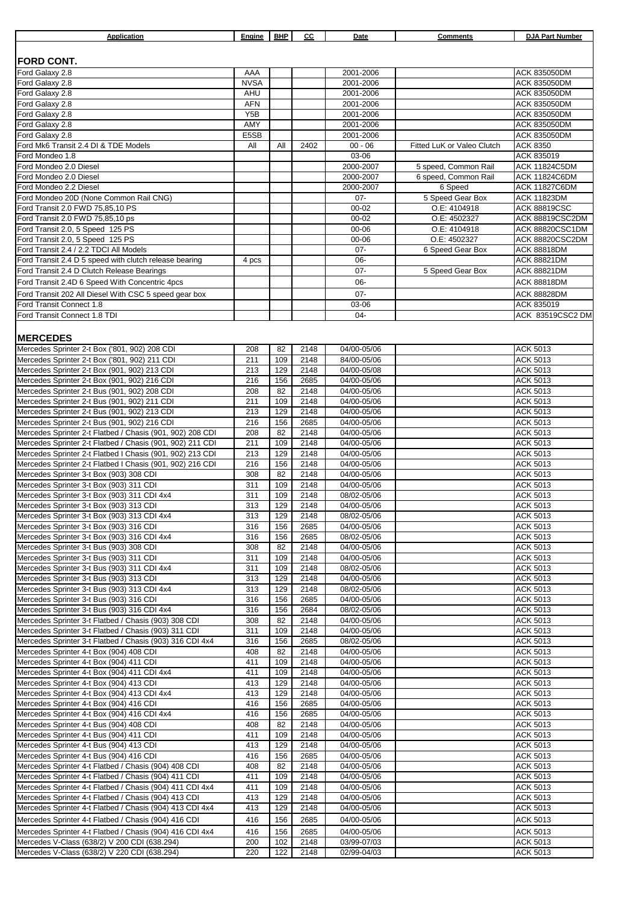| Application | Engine | BHP | CC | Date | Comments | DJA Part Number |
|---|---|---|---|---|---|---|
| **FORD CONT.** | | | | | | |
| Ford Galaxy 2.8 | AAA | | | 2001-2006 | | ACK 835050DM |
| Ford Galaxy 2.8 | NVSA | | | 2001-2006 | | ACK 835050DM |
| Ford Galaxy 2.8 | AHU | | | 2001-2006 | | ACK 835050DM |
| Ford Galaxy 2.8 | AFN | | | 2001-2006 | | ACK 835050DM |
| Ford Galaxy 2.8 | Y5B | | | 2001-2006 | | ACK 835050DM |
| Ford Galaxy 2.8 | AMY | | | 2001-2006 | | ACK 835050DM |
| Ford Galaxy 2.8 | E5SB | | | 2001-2006 | | ACK 835050DM |
| Ford Mk6 Transit 2.4 DI & TDE Models | All | All | 2402 | 00 - 06 | Fitted LuK or Valeo Clutch | ACK 8350 |
| Ford Mondeo 1.8 | | | | 03-06 | | ACK 835019 |
| Ford Mondeo 2.0 Diesel | | | | 2000-2007 | 5 speed, Common Rail | ACK 11824C5DM |
| Ford Mondeo 2.0 Diesel | | | | 2000-2007 | 6 speed, Common Rail | ACK 11824C6DM |
| Ford Mondeo 2.2 Diesel | | | | 2000-2007 | 6 Speed | ACK 11827C6DM |
| Ford Mondeo 20D (None Common Rail CNG) | | | | 07- | 5 Speed Gear Box | ACK 11823DM |
| Ford Transit 2.0 FWD 75,85,10 PS | | | | 00-02 | O.E: 4104918 | ACK 88819CSC |
| Ford Transit 2.0 FWD 75,85,10 ps | | | | 00-02 | O.E: 4502327 | ACK 88819CSC2DM |
| Ford Transit 2.0, 5 Speed 125 PS | | | | 00-06 | O.E: 4104918 | ACK 88820CSC1DM |
| Ford Transit 2.0, 5 Speed 125 PS | | | | 00-06 | O.E: 4502327 | ACK 88820CSC2DM |
| Ford Transit 2.4 / 2.2 TDCI All Models | | | | 07- | 6 Speed Gear Box | ACK 88818DM |
| Ford Transit 2.4 D 5 speed with clutch release bearing | 4 pcs | | | 06- | | ACK 88821DM |
| Ford Transit 2.4 D Clutch Release Bearings | | | | 07- | 5 Speed Gear Box | ACK 88821DM |
| Ford Transit 2.4D 6 Speed With Concentric 4pcs | | | | 06- | | ACK 88818DM |
| Ford Transit 202 All Diesel With CSC 5 speed gear box | | | | 07- | | ACK 88828DM |
| Ford Transit Connect 1.8 | | | | 03-06 | | ACK 835019 |
| Ford Transit Connect 1.8 TDI | | | | 04- | | ACK 83519CSC2 DM |
| **MERCEDES** | | | | | | |
| Mercedes Sprinter 2-t Box ('801, 902) 208 CDI | 208 | 82 | 2148 | 04/00-05/06 | | ACK 5013 |
| Mercedes Sprinter 2-t Box ('801, 902) 211 CDI | 211 | 109 | 2148 | 84/00-05/06 | | ACK 5013 |
| Mercedes Sprinter 2-t Box (901, 902) 213 CDI | 213 | 129 | 2148 | 04/00-05/08 | | ACK 5013 |
| Mercedes Sprinter 2-t Box (901, 902) 216 CDI | 216 | 156 | 2685 | 04/00-05/06 | | ACK 5013 |
| Mercedes Sprinter 2-t Bus (901, 902) 208 CDI | 208 | 82 | 2148 | 04/00-05/06 | | ACK 5013 |
| Mercedes Sprinter 2-t Bus (901, 902) 211 CDI | 211 | 109 | 2148 | 04/00-05/06 | | ACK 5013 |
| Mercedes Sprinter 2-t Bus (901, 902) 213 CDI | 213 | 129 | 2148 | 04/00-05/06 | | ACK 5013 |
| Mercedes Sprinter 2-t Bus (901, 902) 216 CDI | 216 | 156 | 2685 | 04/00-05/06 | | ACK 5013 |
| Mercedes Sprinter 2-t Flatbed / Chasis (901, 902) 208 CDI | 208 | 82 | 2148 | 04/00-05/06 | | ACK 5013 |
| Mercedes Sprinter 2-t Flatbed / Chasis (901, 902) 211 CDI | 211 | 109 | 2148 | 04/00-05/06 | | ACK 5013 |
| Mercedes Sprinter 2-t Flatbed I Chasis (901, 902) 213 CDI | 213 | 129 | 2148 | 04/00-05/06 | | ACK 5013 |
| Mercedes Sprinter 2-t Flatbed I Chasis (901, 902) 216 CDI | 216 | 156 | 2148 | 04/00-05/06 | | ACK 5013 |
| Mercedes Sprinter 3-t Box (903) 308 CDI | 308 | 82 | 2148 | 04/00-05/06 | | ACK 5013 |
| Mercedes Sprinter 3-t Box (903) 311 CDI | 311 | 109 | 2148 | 04/00-05/06 | | ACK 5013 |
| Mercedes Sprinter 3-t Box (903) 311 CDI 4x4 | 311 | 109 | 2148 | 08/02-05/06 | | ACK 5013 |
| Mercedes Sprinter 3-t Box (903) 313 CDI | 313 | 129 | 2148 | 04/00-05/06 | | ACK 5013 |
| Mercedes Sprinter 3-t Box (903) 313 CDI 4x4 | 313 | 129 | 2148 | 08/02-05/06 | | ACK 5013 |
| Mercedes Sprinter 3-t Box (903) 316 CDI | 316 | 156 | 2685 | 04/00-05/06 | | ACK 5013 |
| Mercedes Sprinter 3-t Box (903) 316 CDI 4x4 | 316 | 156 | 2685 | 08/02-05/06 | | ACK 5013 |
| Mercedes Sprinter 3-t Bus (903) 308 CDI | 308 | 82 | 2148 | 04/00-05/06 | | ACK 5013 |
| Mercedes Sprinter 3-t Bus (903) 311 CDI | 311 | 109 | 2148 | 04/00-05/06 | | ACK 5013 |
| Mercedes Sprinter 3-t Bus (903) 311 CDI 4x4 | 311 | 109 | 2148 | 08/02-05/06 | | ACK 5013 |
| Mercedes Sprinter 3-t Bus (903) 313 CDI | 313 | 129 | 2148 | 04/00-05/06 | | ACK 5013 |
| Mercedes Sprinter 3-t Bus (903) 313 CDI 4x4 | 313 | 129 | 2148 | 08/02-05/06 | | ACK 5013 |
| Mercedes Sprinter 3-t Bus (903) 316 CDI | 316 | 156 | 2685 | 04/00-05/06 | | ACK 5013 |
| Mercedes Sprinter 3-t Bus (903) 316 CDI 4x4 | 316 | 156 | 2684 | 08/02-05/06 | | ACK 5013 |
| Mercedes Sprinter 3-t Flatbed / Chasis (903) 308 CDI | 308 | 82 | 2148 | 04/00-05/06 | | ACK 5013 |
| Mercedes Sprinter 3-t Flatbed / Chasis (903) 311 CDI | 311 | 109 | 2148 | 04/00-05/06 | | ACK 5013 |
| Mercedes Sprinter 3-t Flatbed / Chasis (903) 316 CDI 4x4 | 316 | 156 | 2685 | 08/02-05/06 | | ACK 5013 |
| Mercedes Sprinter 4-t Box (904) 408 CDI | 408 | 82 | 2148 | 04/00-05/06 | | ACK 5013 |
| Mercedes Sprinter 4-t Box (904) 411 CDI | 411 | 109 | 2148 | 04/00-05/06 | | ACK 5013 |
| Mercedes Sprinter 4-t Box (904) 411 CDI 4x4 | 411 | 109 | 2148 | 04/00-05/06 | | ACK 5013 |
| Mercedes Sprinter 4-t Box (904) 413 CDI | 413 | 129 | 2148 | 04/00-05/06 | | ACK 5013 |
| Mercedes Sprinter 4-t Box (904) 413 CDI 4x4 | 413 | 129 | 2148 | 04/00-05/06 | | ACK 5013 |
| Mercedes Sprinter 4-t Box (904) 416 CDI | 416 | 156 | 2685 | 04/00-05/06 | | ACK 5013 |
| Mercedes Sprinter 4-t Box (904) 416 CDI 4x4 | 416 | 156 | 2685 | 04/00-05/06 | | ACK 5013 |
| Mercedes Sprinter 4-t Bus (904) 408 CDI | 408 | 82 | 2148 | 04/00-05/06 | | ACK 5013 |
| Mercedes Sprinter 4-t Bus (904) 411 CDI | 411 | 109 | 2148 | 04/00-05/06 | | ACK 5013 |
| Mercedes Sprinter 4-t Bus (904) 413 CDI | 413 | 129 | 2148 | 04/00-05/06 | | ACK 5013 |
| Mercedes Sprinter 4-t Bus (904) 416 CDI | 416 | 156 | 2685 | 04/00-05/06 | | ACK 5013 |
| Mercedes Sprinter 4-t Flatbed / Chasis (904) 408 CDI | 408 | 82 | 2148 | 04/00-05/06 | | ACK 5013 |
| Mercedes Sprinter 4-t Flatbed / Chasis (904) 411 CDI | 411 | 109 | 2148 | 04/00-05/06 | | ACK 5013 |
| Mercedes Sprinter 4-t Flatbed / Chasis (904) 411 CDI 4x4 | 411 | 109 | 2148 | 04/00-05/06 | | ACK 5013 |
| Mercedes Sprinter 4-t Flatbed / Chasis (904) 413 CDI | 413 | 129 | 2148 | 04/00-05/06 | | ACK 5013 |
| Mercedes Sprinter 4-t Flatbed / Chasis (904) 413 CDI 4x4 | 413 | 129 | 2148 | 04/00-05/06 | | ACK 5013 |
| Mercedes Sprinter 4-t Flatbed / Chasis (904) 416 CDI | 416 | 156 | 2685 | 04/00-05/06 | | ACK 5013 |
| Mercedes Sprinter 4-t Flatbed / Chasis (904) 416 CDI 4x4 | 416 | 156 | 2685 | 04/00-05/06 | | ACK 5013 |
| Mercedes V-Class (638/2) V 200 CDI (638.294) | 200 | 102 | 2148 | 03/99-07/03 | | ACK 5013 |
| Mercedes V-Class (638/2) V 220 CDI (638.294) | 220 | 122 | 2148 | 02/99-04/03 | | ACK 5013 |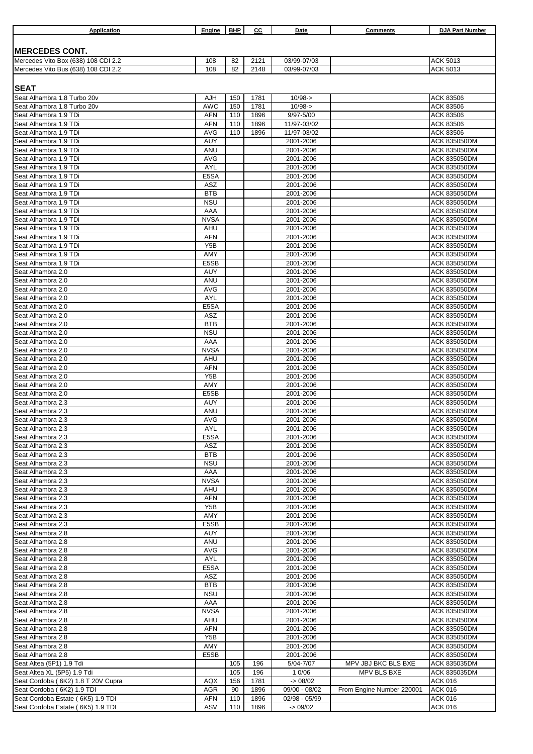| Application | Engine | BHP | CC | Date | Comments | DJA Part Number |
|---|---|---|---|---|---|---|
| **MERCEDES CONT.** | | | | | | |
| Mercedes Vito Box (638) 108 CDI 2.2 | 108 | 82 | 2121 | 03/99-07/03 | | ACK 5013 |
| Mercedes Vito Bus (638) 108 CDI 2.2 | 108 | 82 | 2148 | 03/99-07/03 | | ACK 5013 |
| **SEAT** | | | | | | |
| Seat Alhambra 1.8 Turbo 20v | AJH | 150 | 1781 | 10/98-> | | ACK 83506 |
| Seat Alhambra 1.8 Turbo 20v | AWC | 150 | 1781 | 10/98-> | | ACK 83506 |
| Seat Alhambra 1.9 TDi | AFN | 110 | 1896 | 9/97-5/00 | | ACK 83506 |
| Seat Alhambra 1.9 TDi | AFN | 110 | 1896 | 11/97-03/02 | | ACK 83506 |
| Seat Alhambra 1.9 TDi | AVG | 110 | 1896 | 11/97-03/02 | | ACK 83506 |
| Seat Alhambra 1.9 TDi | AUY | | | 2001-2006 | | ACK 835050DM |
| Seat Alhambra 1.9 TDi | ANU | | | 2001-2006 | | ACK 835050DM |
| Seat Alhambra 1.9 TDi | AVG | | | 2001-2006 | | ACK 835050DM |
| Seat Alhambra 1.9 TDi | AYL | | | 2001-2006 | | ACK 835050DM |
| Seat Alhambra 1.9 TDi | E5SA | | | 2001-2006 | | ACK 835050DM |
| Seat Alhambra 1.9 TDi | ASZ | | | 2001-2006 | | ACK 835050DM |
| Seat Alhambra 1.9 TDi | BTB | | | 2001-2006 | | ACK 835050DM |
| Seat Alhambra 1.9 TDi | NSU | | | 2001-2006 | | ACK 835050DM |
| Seat Alhambra 1.9 TDi | AAA | | | 2001-2006 | | ACK 835050DM |
| Seat Alhambra 1.9 TDi | NVSA | | | 2001-2006 | | ACK 835050DM |
| Seat Alhambra 1.9 TDi | AHU | | | 2001-2006 | | ACK 835050DM |
| Seat Alhambra 1.9 TDi | AFN | | | 2001-2006 | | ACK 835050DM |
| Seat Alhambra 1.9 TDi | Y5B | | | 2001-2006 | | ACK 835050DM |
| Seat Alhambra 1.9 TDi | AMY | | | 2001-2006 | | ACK 835050DM |
| Seat Alhambra 1.9 TDi | E5SB | | | 2001-2006 | | ACK 835050DM |
| Seat Alhambra 2.0 | AUY | | | 2001-2006 | | ACK 835050DM |
| Seat Alhambra 2.0 | ANU | | | 2001-2006 | | ACK 835050DM |
| Seat Alhambra 2.0 | AVG | | | 2001-2006 | | ACK 835050DM |
| Seat Alhambra 2.0 | AYL | | | 2001-2006 | | ACK 835050DM |
| Seat Alhambra 2.0 | E5SA | | | 2001-2006 | | ACK 835050DM |
| Seat Alhambra 2.0 | ASZ | | | 2001-2006 | | ACK 835050DM |
| Seat Alhambra 2.0 | BTB | | | 2001-2006 | | ACK 835050DM |
| Seat Alhambra 2.0 | NSU | | | 2001-2006 | | ACK 835050DM |
| Seat Alhambra 2.0 | AAA | | | 2001-2006 | | ACK 835050DM |
| Seat Alhambra 2.0 | NVSA | | | 2001-2006 | | ACK 835050DM |
| Seat Alhambra 2.0 | AHU | | | 2001-2006 | | ACK 835050DM |
| Seat Alhambra 2.0 | AFN | | | 2001-2006 | | ACK 835050DM |
| Seat Alhambra 2.0 | Y5B | | | 2001-2006 | | ACK 835050DM |
| Seat Alhambra 2.0 | AMY | | | 2001-2006 | | ACK 835050DM |
| Seat Alhambra 2.0 | E5SB | | | 2001-2006 | | ACK 835050DM |
| Seat Alhambra 2.3 | AUY | | | 2001-2006 | | ACK 835050DM |
| Seat Alhambra 2.3 | ANU | | | 2001-2006 | | ACK 835050DM |
| Seat Alhambra 2.3 | AVG | | | 2001-2006 | | ACK 835050DM |
| Seat Alhambra 2.3 | AYL | | | 2001-2006 | | ACK 835050DM |
| Seat Alhambra 2.3 | E5SA | | | 2001-2006 | | ACK 835050DM |
| Seat Alhambra 2.3 | ASZ | | | 2001-2006 | | ACK 835050DM |
| Seat Alhambra 2.3 | BTB | | | 2001-2006 | | ACK 835050DM |
| Seat Alhambra 2.3 | NSU | | | 2001-2006 | | ACK 835050DM |
| Seat Alhambra 2.3 | AAA | | | 2001-2006 | | ACK 835050DM |
| Seat Alhambra 2.3 | NVSA | | | 2001-2006 | | ACK 835050DM |
| Seat Alhambra 2.3 | AHU | | | 2001-2006 | | ACK 835050DM |
| Seat Alhambra 2.3 | AFN | | | 2001-2006 | | ACK 835050DM |
| Seat Alhambra 2.3 | Y5B | | | 2001-2006 | | ACK 835050DM |
| Seat Alhambra 2.3 | AMY | | | 2001-2006 | | ACK 835050DM |
| Seat Alhambra 2.3 | E5SB | | | 2001-2006 | | ACK 835050DM |
| Seat Alhambra 2.8 | AUY | | | 2001-2006 | | ACK 835050DM |
| Seat Alhambra 2.8 | ANU | | | 2001-2006 | | ACK 835050DM |
| Seat Alhambra 2.8 | AVG | | | 2001-2006 | | ACK 835050DM |
| Seat Alhambra 2.8 | AYL | | | 2001-2006 | | ACK 835050DM |
| Seat Alhambra 2.8 | E5SA | | | 2001-2006 | | ACK 835050DM |
| Seat Alhambra 2.8 | ASZ | | | 2001-2006 | | ACK 835050DM |
| Seat Alhambra 2.8 | BTB | | | 2001-2006 | | ACK 835050DM |
| Seat Alhambra 2.8 | NSU | | | 2001-2006 | | ACK 835050DM |
| Seat Alhambra 2.8 | AAA | | | 2001-2006 | | ACK 835050DM |
| Seat Alhambra 2.8 | NVSA | | | 2001-2006 | | ACK 835050DM |
| Seat Alhambra 2.8 | AHU | | | 2001-2006 | | ACK 835050DM |
| Seat Alhambra 2.8 | AFN | | | 2001-2006 | | ACK 835050DM |
| Seat Alhambra 2.8 | Y5B | | | 2001-2006 | | ACK 835050DM |
| Seat Alhambra 2.8 | AMY | | | 2001-2006 | | ACK 835050DM |
| Seat Alhambra 2.8 | E5SB | | | 2001-2006 | | ACK 835050DM |
| Seat Altea (5P1) 1.9 Tdi | | 105 | 196 | 5/04-7/07 | MPV JBJ BKC BLS BXE | ACK 835035DM |
| Seat Altea XL (5P5) 1.9 Tdi | | 105 | 196 | 1 0/06 | MPV BLS BXE | ACK 835035DM |
| Seat Cordoba ( 6K2) 1.8 T 20V Cupra | AQX | 156 | 1781 | -> 08/02 | | ACK 016 |
| Seat Cordoba ( 6K2) 1.9 TDI | AGR | 90 | 1896 | 09/00 - 08/02 | From Engine Number 220001 | ACK 016 |
| Seat Cordoba Estate ( 6K5) 1.9 TDI | AFN | 110 | 1896 | 02/98 - 05/99 | | ACK 016 |
| Seat Cordoba Estate ( 6K5) 1.9 TDI | ASV | 110 | 1896 | -> 09/02 | | ACK 016 |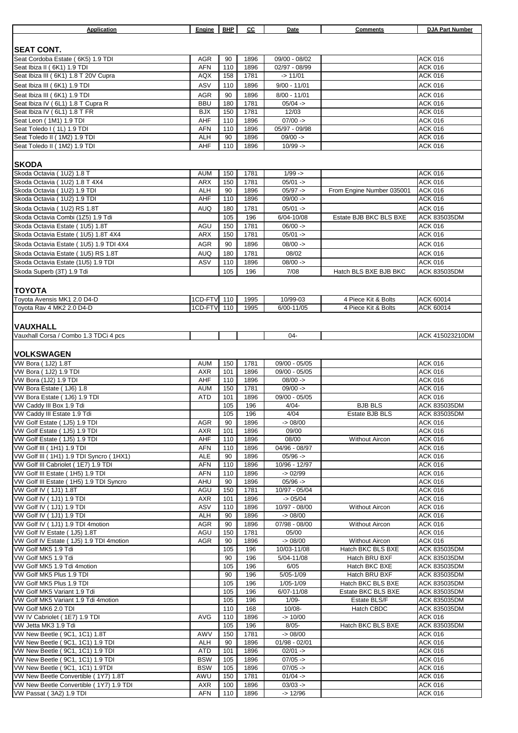| Application | Engine | BHP | CC | Date | Comments | DJA Part Number |
|---|---|---|---|---|---|---|
| **SEAT CONT.** | | | | | | |
| Seat Cordoba Estate ( 6K5) 1.9 TDI | AGR | 90 | 1896 | 09/00 - 08/02 | | ACK 016 |
| Seat Ibiza II ( 6K1) 1.9 TDI | AFN | 110 | 1896 | 02/97 - 08/99 | | ACK 016 |
| Seat Ibiza III ( 6K1) 1.8 T 20V Cupra | AQX | 158 | 1781 | -> 11/01 | | ACK 016 |
| Seat Ibiza III ( 6K1) 1.9 TDI | ASV | 110 | 1896 | 9/00 - 11/01 | | ACK 016 |
| Seat Ibiza III ( 6K1) 1.9 TDI | AGR | 90 | 1896 | 8/00 - 11/01 | | ACK 016 |
| Seat Ibiza IV ( 6L1) 1.8 T Cupra R | BBU | 180 | 1781 | 05/04 -> | | ACK 016 |
| Seat Ibiza IV ( 6L1) 1.8 T FR | BJX | 150 | 1781 | 12/03 | | ACK 016 |
| Seat Leon ( 1M1) 1.9 TDI | AHF | 110 | 1896 | 07/00 -> | | ACK 016 |
| Seat Toledo I ( 1L) 1.9 TDI | AFN | 110 | 1896 | 05/97 - 09/98 | | ACK 016 |
| Seat Toledo II ( 1M2) 1.9 TDI | ALH | 90 | 1896 | 09/00 -> | | ACK 016 |
| Seat Toledo II ( 1M2) 1.9 TDI | AHF | 110 | 1896 | 10/99 -> | | ACK 016 |
| **SKODA** | | | | | | |
| Skoda Octavia ( 1U2) 1.8 T | AUM | 150 | 1781 | 1/99 -> | | ACK 016 |
| Skoda Octavia ( 1U2) 1.8 T 4X4 | ARX | 150 | 1781 | 05/01 -> | | ACK 016 |
| Skoda Octavia ( 1U2) 1.9 TDI | ALH | 90 | 1896 | 05/97 -> | From Engine Number 035001 | ACK 016 |
| Skoda Octavia ( 1U2) 1.9 TDI | AHF | 110 | 1896 | 09/00 -> | | ACK 016 |
| Skoda Octavia ( 1U2) RS 1.8T | AUQ | 180 | 1781 | 05/01 -> | | ACK 016 |
| Skoda Octavia Combi (1Z5) 1.9 Tdi | | 105 | 196 | 6/04-10/08 | Estate BJB BKC BLS BXE | ACK 835035DM |
| Skoda Octavia Estate ( 1U5) 1.8T | AGU | 150 | 1781 | 06/00 -> | | ACK 016 |
| Skoda Octavia Estate ( 1U5) 1.8T 4X4 | ARX | 150 | 1781 | 05/01 -> | | ACK 016 |
| Skoda Octavia Estate ( 1U5) 1.9 TDI 4X4 | AGR | 90 | 1896 | 08/00 -> | | ACK 016 |
| Skoda Octavia Estate ( 1U5) RS 1.8T | AUQ | 180 | 1781 | 08/02 | | ACK 016 |
| Skoda Octavia Estate (1U5) 1.9 TDI | ASV | 110 | 1896 | 08/00 -> | | ACK 016 |
| Skoda Superb (3T) 1.9 Tdi | | 105 | 196 | 7/08 | Hatch BLS BXE BJB BKC | ACK 835035DM |
| **TOYOTA** | | | | | | |
| Toyota Avensis MK1 2.0 D4-D | 1CD-FTV | 110 | 1995 | 10/99-03 | 4 Piece Kit & Bolts | ACK 60014 |
| Toyota Rav 4 MK2 2.0 D4-D | 1CD-FTV | 110 | 1995 | 6/00-11/05 | 4 Piece Kit & Bolts | ACK 60014 |
| **VAUXHALL** | | | | | | |
| Vauxhall Corsa / Combo 1.3 TDCi 4 pcs | | | | 04- | | ACK 415023210DM |
| **VOLKSWAGEN** | | | | | | |
| VW Bora ( 1J2) 1.8T | AUM | 150 | 1781 | 09/00 - 05/05 | | ACK 016 |
| VW Bora ( 1J2) 1.9 TDI | AXR | 101 | 1896 | 09/00 - 05/05 | | ACK 016 |
| VW Bora (1J2) 1.9 TDI | AHF | 110 | 1896 | 08/00 -> | | ACK 016 |
| VW Bora Estate ( 1J6) 1.8 | AUM | 150 | 1781 | 09/00 -> | | ACK 016 |
| VW Bora Estate ( 1J6) 1.9 TDI | ATD | 101 | 1896 | 09/00 - 05/05 | | ACK 016 |
| VW Caddy III Box 1.9 Tdi | | 105 | 196 | 4/04- | BJB BLS | ACK 835035DM |
| VW Caddy III Estate 1.9 Tdi | | 105 | 196 | 4/04 | Estate BJB BLS | ACK 835035DM |
| VW Golf Estate ( 1J5) 1.9 TDI | AGR | 90 | 1896 | -> 08/00 | | ACK 016 |
| VW Golf Estate ( 1J5) 1.9 TDI | AXR | 101 | 1896 | 09/00 | | ACK 016 |
| VW Golf Estate ( 1J5) 1.9 TDI | AHF | 110 | 1896 | 08/00 | Without Aircon | ACK 016 |
| VW Golf III ( 1H1) 1.9 TDI | AFN | 110 | 1896 | 04/96 - 08/97 | | ACK 016 |
| VW Golf III ( 1H1) 1.9 TDI Syncro ( 1HX1) | ALE | 90 | 1896 | 05/96 -> | | ACK 016 |
| VW Golf III Cabriolet ( 1E7) 1.9 TDI | AFN | 110 | 1896 | 10/96 - 12/97 | | ACK 016 |
| VW Golf III Estate ( 1H5) 1.9 TDI | AFN | 110 | 1896 | -> 02/99 | | ACK 016 |
| VW Golf III Estate ( 1H5) 1.9 TDI Syncro | AHU | 90 | 1896 | 05/96 -> | | ACK 016 |
| VW Golf IV ( 1J1) 1.8T | AGU | 150 | 1781 | 10/97 - 05/04 | | ACK 016 |
| VW Golf IV ( 1J1) 1.9 TDI | AXR | 101 | 1896 | -> 05/04 | | ACK 016 |
| VW Golf IV ( 1J1) 1.9 TDI | ASV | 110 | 1896 | 10/97 - 08/00 | Without Aircon | ACK 016 |
| VW Golf IV ( 1J1) 1.9 TDI | ALH | 90 | 1896 | -> 08/00 | | ACK 016 |
| VW Golf IV ( 1J1) 1.9 TDI 4motion | AGR | 90 | 1896 | 07/98 - 08/00 | Without Aircon | ACK 016 |
| VW Golf IV Estate ( 1J5) 1.8T | AGU | 150 | 1781 | 05/00 | | ACK 016 |
| VW Golf IV Estate ( 1J5) 1.9 TDI 4motion | AGR | 90 | 1896 | -> 08/00 | Without Aircon | ACK 016 |
| VW Golf MK5 1.9 Tdi | | 105 | 196 | 10/03-11/08 | Hatch BKC BLS BXE | ACK 835035DM |
| VW Golf MK5 1.9 Tdi | | 90 | 196 | 5/04-11/08 | Hatch BRU BXF | ACK 835035DM |
| VW Golf MK5 1.9 Tdi 4motion | | 105 | 196 | 6/05 | Hatch BKC BXE | ACK 835035DM |
| VW Golf MK5 Plus 1.9 TDI | | 90 | 196 | 5/05-1/09 | Hatch BRU BXF | ACK 835035DM |
| VW Golf MK5 Plus 1.9 TDI | | 105 | 196 | 1/05-1/09 | Hatch BKC BLS BXE | ACK 835035DM |
| VW Golf MK5 Variant 1.9 Tdi | | 105 | 196 | 6/07-11/08 | Estate BKC BLS BXE | ACK 835035DM |
| VW Golf MK5 Variant 1.9 Tdi 4motion | | 105 | 196 | 1/09- | Estate BLS/F | ACK 835035DM |
| VW Golf MK6 2.0 TDI | | 110 | 168 | 10/08- | Hatch CBDC | ACK 835035DM |
| VW IV Cabriolet (1E7) 1.9 TDI | AVG | 110 | 1896 | -> 10/00 | | ACK 016 |
| VW Jetta MK3 1.9 Tdi | | 105 | 196 | 8/05- | Hatch BKC BLS BXE | ACK 835035DM |
| VW New Beetle ( 9C1, 1C1) 1.8T | AWV | 150 | 1781 | -> 08/00 | | ACK 016 |
| VW New Beetle ( 9C1, 1C1) 1.9 TDI | ALH | 90 | 1896 | 01/98 - 02/01 | | ACK 016 |
| VW New Beetle ( 9C1, 1C1) 1.9 TDI | ATD | 101 | 1896 | 02/01 -> | | ACK 016 |
| VW New Beetle ( 9C1, 1C1) 1.9 TDI | BSW | 105 | 1896 | 07/05 -> | | ACK 016 |
| VW New Beetle ( 9C1, 1C1) 1.9TDI | BSW | 105 | 1896 | 07/05 -> | | ACK 016 |
| VW New Beetle Convertible ( 1Y7) 1.8T | AWU | 150 | 1781 | 01/04 -> | | ACK 016 |
| VW New Beetle Convertible ( 1Y7) 1.9 TDI | AXR | 100 | 1896 | 03/03 -> | | ACK 016 |
| VW Passat ( 3A2) 1.9 TDI | AFN | 110 | 1896 | -> 12/96 | | ACK 016 |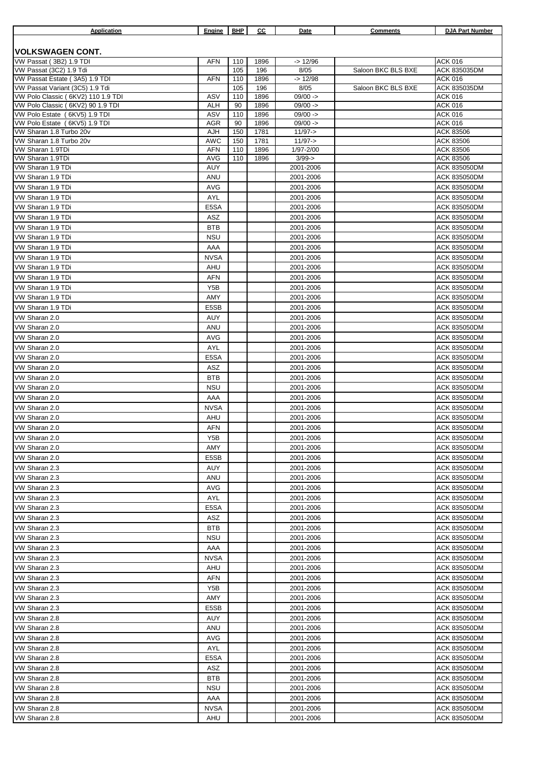| Application | Engine | BHP | CC | Date | Comments | DJA Part Number |
|---|---|---|---|---|---|---|
| **VOLKSWAGEN CONT.** | | | | | | |
| VW Passat ( 3B2) 1.9 TDI | AFN | 110 | 1896 | -> 12/96 | | ACK 016 |
| VW Passat (3C2) 1.9 Tdi | | 105 | 196 | 8/05 | Saloon BKC BLS BXE | ACK 835035DM |
| VW Passat Estate ( 3A5) 1.9 TDI | AFN | 110 | 1896 | -> 12/98 | | ACK 016 |
| VW Passat Variant (3C5) 1.9 Tdi | | 105 | 196 | 8/05 | Saloon BKC BLS BXE | ACK 835035DM |
| VW Polo Classic ( 6KV2) 110 1.9 TDI | ASV | 110 | 1896 | 09/00 -> | | ACK 016 |
| VW Polo Classic ( 6KV2) 90 1.9 TDI | ALH | 90 | 1896 | 09/00 -> | | ACK 016 |
| VW Polo Estate ( 6KV5) 1.9 TDI | ASV | 110 | 1896 | 09/00 -> | | ACK 016 |
| VW Polo Estate ( 6KV5) 1.9 TDI | AGR | 90 | 1896 | 09/00 -> | | ACK 016 |
| VW Sharan 1.8 Turbo 20v | AJH | 150 | 1781 | 11/97-> | | ACK 83506 |
| VW Sharan 1.8 Turbo 20v | AWC | 150 | 1781 | 11/97-> | | ACK 83506 |
| VW Sharan 1.9TDi | AFN | 110 | 1896 | 1/97-2/00 | | ACK 83506 |
| VW Sharan 1.9TDi | AVG | 110 | 1896 | 3/99-> | | ACK 83506 |
| VW Sharan 1.9 TDi | AUY | | | 2001-2006 | | ACK 835050DM |
| VW Sharan 1.9 TDi | ANU | | | 2001-2006 | | ACK 835050DM |
| VW Sharan 1.9 TDi | AVG | | | 2001-2006 | | ACK 835050DM |
| VW Sharan 1.9 TDi | AYL | | | 2001-2006 | | ACK 835050DM |
| VW Sharan 1.9 TDi | E5SA | | | 2001-2006 | | ACK 835050DM |
| VW Sharan 1.9 TDi | ASZ | | | 2001-2006 | | ACK 835050DM |
| VW Sharan 1.9 TDi | BTB | | | 2001-2006 | | ACK 835050DM |
| VW Sharan 1.9 TDi | NSU | | | 2001-2006 | | ACK 835050DM |
| VW Sharan 1.9 TDi | AAA | | | 2001-2006 | | ACK 835050DM |
| VW Sharan 1.9 TDi | NVSA | | | 2001-2006 | | ACK 835050DM |
| VW Sharan 1.9 TDi | AHU | | | 2001-2006 | | ACK 835050DM |
| VW Sharan 1.9 TDi | AFN | | | 2001-2006 | | ACK 835050DM |
| VW Sharan 1.9 TDi | Y5B | | | 2001-2006 | | ACK 835050DM |
| VW Sharan 1.9 TDi | AMY | | | 2001-2006 | | ACK 835050DM |
| VW Sharan 1.9 TDi | E5SB | | | 2001-2006 | | ACK 835050DM |
| VW Sharan 2.0 | AUY | | | 2001-2006 | | ACK 835050DM |
| VW Sharan 2.0 | ANU | | | 2001-2006 | | ACK 835050DM |
| VW Sharan 2.0 | AVG | | | 2001-2006 | | ACK 835050DM |
| VW Sharan 2.0 | AYL | | | 2001-2006 | | ACK 835050DM |
| VW Sharan 2.0 | E5SA | | | 2001-2006 | | ACK 835050DM |
| VW Sharan 2.0 | ASZ | | | 2001-2006 | | ACK 835050DM |
| VW Sharan 2.0 | BTB | | | 2001-2006 | | ACK 835050DM |
| VW Sharan 2.0 | NSU | | | 2001-2006 | | ACK 835050DM |
| VW Sharan 2.0 | AAA | | | 2001-2006 | | ACK 835050DM |
| VW Sharan 2.0 | NVSA | | | 2001-2006 | | ACK 835050DM |
| VW Sharan 2.0 | AHU | | | 2001-2006 | | ACK 835050DM |
| VW Sharan 2.0 | AFN | | | 2001-2006 | | ACK 835050DM |
| VW Sharan 2.0 | Y5B | | | 2001-2006 | | ACK 835050DM |
| VW Sharan 2.0 | AMY | | | 2001-2006 | | ACK 835050DM |
| VW Sharan 2.0 | E5SB | | | 2001-2006 | | ACK 835050DM |
| VW Sharan 2.3 | AUY | | | 2001-2006 | | ACK 835050DM |
| VW Sharan 2.3 | ANU | | | 2001-2006 | | ACK 835050DM |
| VW Sharan 2.3 | AVG | | | 2001-2006 | | ACK 835050DM |
| VW Sharan 2.3 | AYL | | | 2001-2006 | | ACK 835050DM |
| VW Sharan 2.3 | E5SA | | | 2001-2006 | | ACK 835050DM |
| VW Sharan 2.3 | ASZ | | | 2001-2006 | | ACK 835050DM |
| VW Sharan 2.3 | BTB | | | 2001-2006 | | ACK 835050DM |
| VW Sharan 2.3 | NSU | | | 2001-2006 | | ACK 835050DM |
| VW Sharan 2.3 | AAA | | | 2001-2006 | | ACK 835050DM |
| VW Sharan 2.3 | NVSA | | | 2001-2006 | | ACK 835050DM |
| VW Sharan 2.3 | AHU | | | 2001-2006 | | ACK 835050DM |
| VW Sharan 2.3 | AFN | | | 2001-2006 | | ACK 835050DM |
| VW Sharan 2.3 | Y5B | | | 2001-2006 | | ACK 835050DM |
| VW Sharan 2.3 | AMY | | | 2001-2006 | | ACK 835050DM |
| VW Sharan 2.3 | E5SB | | | 2001-2006 | | ACK 835050DM |
| VW Sharan 2.8 | AUY | | | 2001-2006 | | ACK 835050DM |
| VW Sharan 2.8 | ANU | | | 2001-2006 | | ACK 835050DM |
| VW Sharan 2.8 | AVG | | | 2001-2006 | | ACK 835050DM |
| VW Sharan 2.8 | AYL | | | 2001-2006 | | ACK 835050DM |
| VW Sharan 2.8 | E5SA | | | 2001-2006 | | ACK 835050DM |
| VW Sharan 2.8 | ASZ | | | 2001-2006 | | ACK 835050DM |
| VW Sharan 2.8 | BTB | | | 2001-2006 | | ACK 835050DM |
| VW Sharan 2.8 | NSU | | | 2001-2006 | | ACK 835050DM |
| VW Sharan 2.8 | AAA | | | 2001-2006 | | ACK 835050DM |
| VW Sharan 2.8 | NVSA | | | 2001-2006 | | ACK 835050DM |
| VW Sharan 2.8 | AHU | | | 2001-2006 | | ACK 835050DM |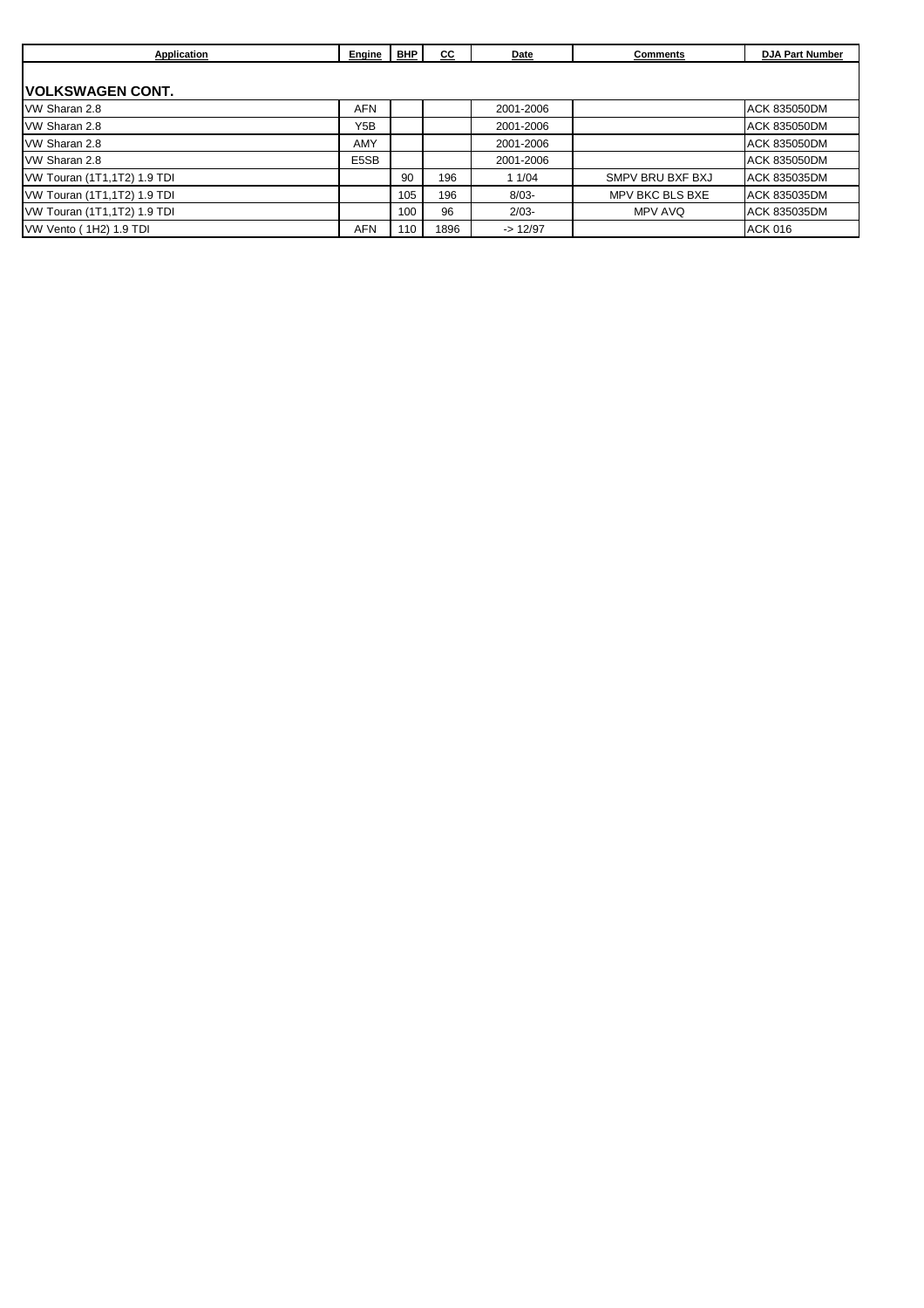| Application | Engine | BHP | CC | Date | Comments | DJA Part Number |
|---|---|---|---|---|---|---|
| **VOLKSWAGEN CONT.** | | | | | | |
| VW Sharan 2.8 | AFN | | | 2001-2006 | | ACK 835050DM |
| VW Sharan 2.8 | Y5B | | | 2001-2006 | | ACK 835050DM |
| VW Sharan 2.8 | AMY | | | 2001-2006 | | ACK 835050DM |
| VW Sharan 2.8 | E5SB | | | 2001-2006 | | ACK 835050DM |
| VW Touran (1T1,1T2) 1.9 TDI | | 90 | 196 | 1 1/04 | SMPV BRU BXF BXJ | ACK 835035DM |
| VW Touran (1T1,1T2) 1.9 TDI | | 105 | 196 | 8/03- | MPV BKC BLS BXE | ACK 835035DM |
| VW Touran (1T1,1T2) 1.9 TDI | | 100 | 96 | 2/03- | MPV AVQ | ACK 835035DM |
| VW Vento ( 1H2) 1.9 TDI | AFN | 110 | 1896 | -> 12/97 | | ACK 016 |